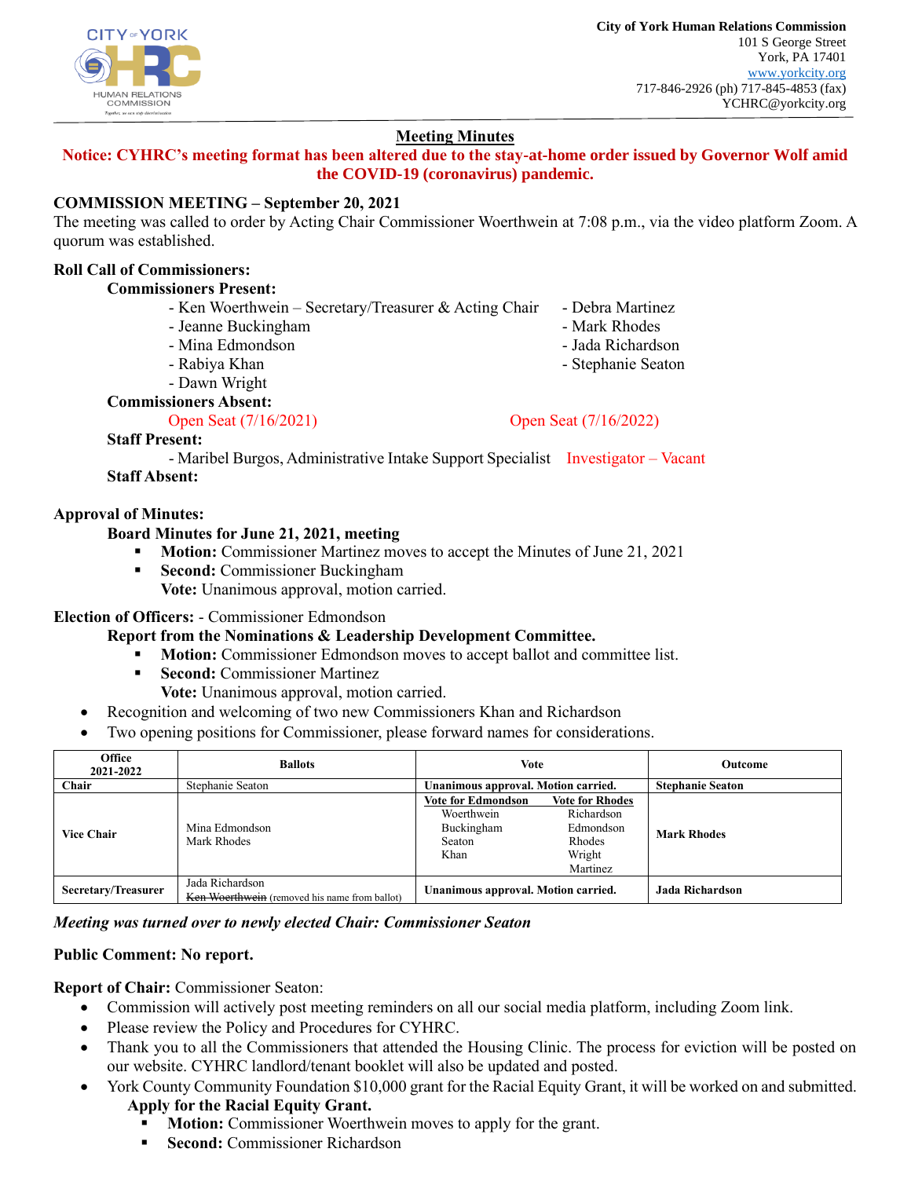City of York Human Relations Commission
101 S George Street
York, PA 17401
www.yorkcity.org
717-846-2926 (ph) 717-845-4853 (fax)
YCHRC@yorkcity.org

# Meeting Minutes

**Notice: CYHRC's meeting format has been altered due to the stay-at-home order issued by Governor Wolf amid the COVID-19 (coronavirus) pandemic.**

## COMMISSION MEETING – September 20, 2021

The meeting was called to order by Acting Chair Commissioner Woerthwein at 7:08 p.m., via the video platform Zoom. A quorum was established.

**Roll Call of Commissioners:**

**Commissioners Present:**

- Ken Woerthwein – Secretary/Treasurer & Acting Chair
- Jeanne Buckingham
- Mina Edmondson
- Rabiya Khan
- Dawn Wright
- Debra Martinez
- Mark Rhodes
- Jada Richardson
- Stephanie Seaton

**Commissioners Absent:**

Open Seat (7/16/2021) Open Seat (7/16/2022)

**Staff Present:**

- Maribel Burgos, Administrative Intake Support Specialist

Investigator – Vacant

**Staff Absent:**

**Approval of Minutes:**

**Board Minutes for June 21, 2021, meeting**

- **Motion:** Commissioner Martinez moves to accept the Minutes of June 21, 2021
- **Second:** Commissioner Buckingham

  **Vote:** Unanimous approval, motion carried.

**Election of Officers:** - Commissioner Edmondson

**Report from the Nominations & Leadership Development Committee.**

- **Motion:** Commissioner Edmondson moves to accept ballot and committee list.
- **Second:** Commissioner Martinez

  **Vote:** Unanimous approval, motion carried.

- Recognition and welcoming of two new Commissioners Khan and Richardson
- Two opening positions for Commissioner, please forward names for considerations.

| Office 2021-2022 | Ballots | Vote | Outcome |
|---|---|---|---|
| **Chair** | Stephanie Seaton | **Unanimous approval. Motion carried.** | **Stephanie Seaton** |
| **Vice Chair** | Mina Edmondson<br>Mark Rhodes | **Vote for Edmondson:** Woerthwein, Buckingham, Seaton, Khan<br>**Vote for Rhodes:** Richardson, Edmondson, Rhodes, Wright, Martinez | **Mark Rhodes** |
| **Secretary/Treasurer** | Jada Richardson<br>~~Ken Woerthwein~~ (removed his name from ballot) | **Unanimous approval. Motion carried.** | **Jada Richardson** |

***Meeting was turned over to newly elected Chair: Commissioner Seaton***

**Public Comment: No report.**

**Report of Chair:** Commissioner Seaton:

- Commission will actively post meeting reminders on all our social media platform, including Zoom link.
- Please review the Policy and Procedures for CYHRC.
- Thank you to all the Commissioners that attended the Housing Clinic. The process for eviction will be posted on our website. CYHRC landlord/tenant booklet will also be updated and posted.
- York County Community Foundation $10,000 grant for the Racial Equity Grant, it will be worked on and submitted.

  **Apply for the Racial Equity Grant.**

  - **Motion:** Commissioner Woerthwein moves to apply for the grant.
  - **Second:** Commissioner Richardson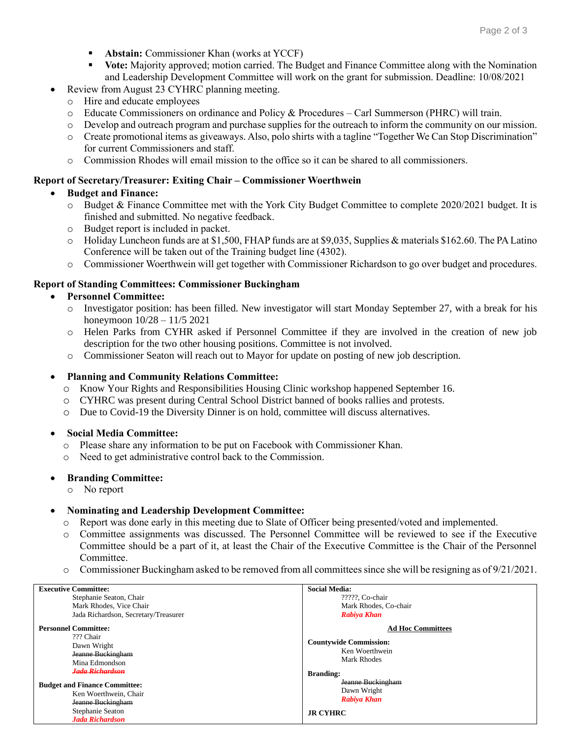- **Abstain:** Commissioner Khan (works at YCCF)
    - **Vote:** Majority approved; motion carried. The Budget and Finance Committee along with the Nomination and Leadership Development Committee will work on the grant for submission. Deadline: 10/08/2021
- Review from August 23 CYHRC planning meeting.
    - Hire and educate employees
    - Educate Commissioners on ordinance and Policy & Procedures – Carl Summerson (PHRC) will train.
    - Develop and outreach program and purchase supplies for the outreach to inform the community on our mission.
    - Create promotional items as giveaways. Also, polo shirts with a tagline "Together We Can Stop Discrimination" for current Commissioners and staff.
    - Commission Rhodes will email mission to the office so it can be shared to all commissioners.

**Report of Secretary/Treasurer: Exiting Chair – Commissioner Woerthwein**

- **Budget and Finance:**
    - Budget & Finance Committee met with the York City Budget Committee to complete 2020/2021 budget. It is finished and submitted. No negative feedback.
    - Budget report is included in packet.
    - Holiday Luncheon funds are at $1,500, FHAP funds are at $9,035, Supplies & materials $162.60. The PA Latino Conference will be taken out of the Training budget line (4302).
    - Commissioner Woerthwein will get together with Commissioner Richardson to go over budget and procedures.

**Report of Standing Committees: Commissioner Buckingham**

- **Personnel Committee:**
    - Investigator position: has been filled. New investigator will start Monday September 27, with a break for his honeymoon 10/28 – 11/5 2021
    - Helen Parks from CYHR asked if Personnel Committee if they are involved in the creation of new job description for the two other housing positions. Committee is not involved.
    - Commissioner Seaton will reach out to Mayor for update on posting of new job description.

- **Planning and Community Relations Committee:**
    - Know Your Rights and Responsibilities Housing Clinic workshop happened September 16.
    - CYHRC was present during Central School District banned of books rallies and protests.
    - Due to Covid-19 the Diversity Dinner is on hold, committee will discuss alternatives.

- **Social Media Committee:**
    - Please share any information to be put on Facebook with Commissioner Khan.
    - Need to get administrative control back to the Commission.

- **Branding Committee:**
    - No report

- **Nominating and Leadership Development Committee:**
    - Report was done early in this meeting due to Slate of Officer being presented/voted and implemented.
    - Committee assignments was discussed. The Personnel Committee will be reviewed to see if the Executive Committee should be a part of it, at least the Chair of the Executive Committee is the Chair of the Personnel Committee.
    - Commissioner Buckingham asked to be removed from all committees since she will be resigning as of 9/21/2021.

| | |
|---|---|
| **Executive Committee:**<br>Stephanie Seaton, Chair<br>Mark Rhodes, Vice Chair<br>Jada Richardson, Secretary/Treasurer | **Social Media:**<br>?????, Co-chair<br>Mark Rhodes, Co-chair<br>***Rabiya Khan*** |
| **Personnel Committee:**<br>??? Chair<br>Dawn Wright<br>~~Jeanne Buckingham~~<br>Mina Edmondson<br>~~***Jada Richardson***~~ | **Ad Hoc Committees**<br><br>**Countywide Commission:**<br>Ken Woerthwein<br>Mark Rhodes |
| **Budget and Finance Committee:**<br>Ken Woerthwein, Chair<br>~~Jeanne Buckingham~~<br>Stephanie Seaton<br>***Jada Richardson*** | **Branding:**<br>~~Jeanne Buckingham~~<br>Dawn Wright<br>***Rabiya Khan***<br><br>**JR CYHRC** |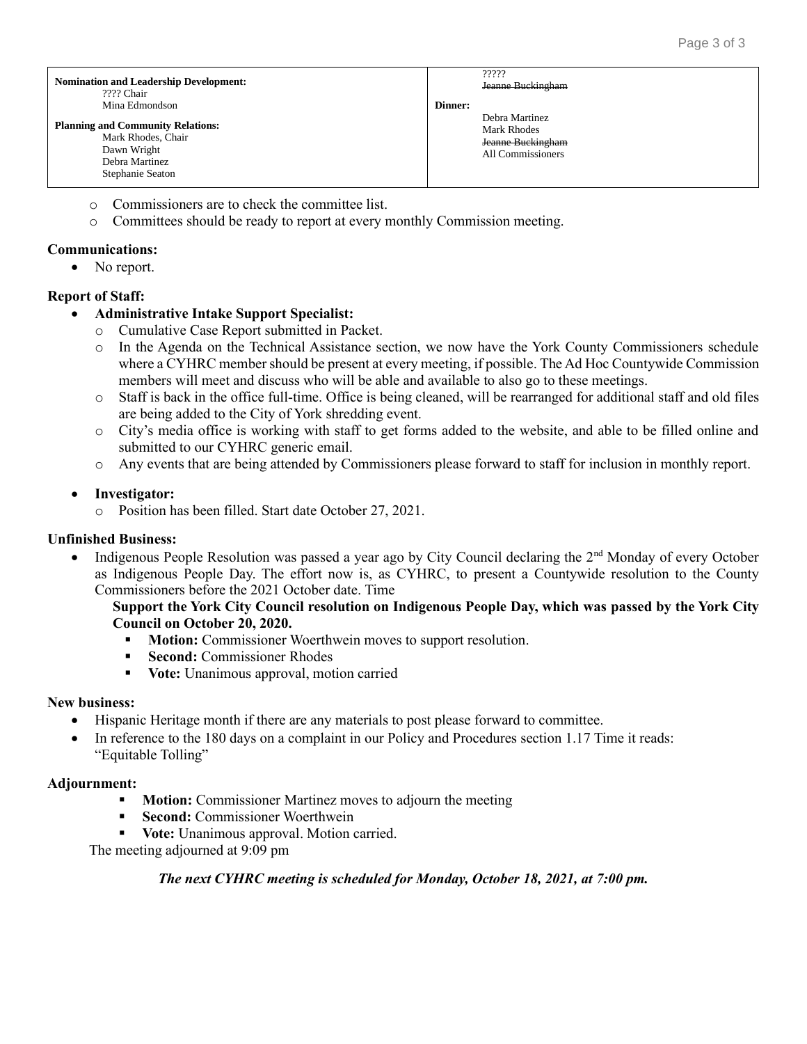| | |
|---|---|
| **Nomination and Leadership Development:**<br>???? Chair<br>Mina Edmondson<br><br>**Planning and Community Relations:**<br>Mark Rhodes, Chair<br>Dawn Wright<br>Debra Martinez<br>Stephanie Seaton | ?????<br>~~Jeanne Buckingham~~<br><br>**Dinner:**<br>Debra Martinez<br>Mark Rhodes<br>~~Jeanne Buckingham~~<br>All Commissioners |

- Commissioners are to check the committee list.
- Committees should be ready to report at every monthly Commission meeting.

**Communications:**

- No report.

**Report of Staff:**

- **Administrative Intake Support Specialist:**
  - Cumulative Case Report submitted in Packet.
  - In the Agenda on the Technical Assistance section, we now have the York County Commissioners schedule where a CYHRC member should be present at every meeting, if possible. The Ad Hoc Countywide Commission members will meet and discuss who will be able and available to also go to these meetings.
  - Staff is back in the office full-time. Office is being cleaned, will be rearranged for additional staff and old files are being added to the City of York shredding event.
  - City's media office is working with staff to get forms added to the website, and able to be filled online and submitted to our CYHRC generic email.
  - Any events that are being attended by Commissioners please forward to staff for inclusion in monthly report.

- **Investigator:**
  - Position has been filled. Start date October 27, 2021.

**Unfinished Business:**

- Indigenous People Resolution was passed a year ago by City Council declaring the 2nd Monday of every October as Indigenous People Day. The effort now is, as CYHRC, to present a Countywide resolution to the County Commissioners before the 2021 October date. Time

  **Support the York City Council resolution on Indigenous People Day, which was passed by the York City Council on October 20, 2020.**
  - **Motion:** Commissioner Woerthwein moves to support resolution.
  - **Second:** Commissioner Rhodes
  - **Vote:** Unanimous approval, motion carried

**New business:**

- Hispanic Heritage month if there are any materials to post please forward to committee.
- In reference to the 180 days on a complaint in our Policy and Procedures section 1.17 Time it reads: "Equitable Tolling"

**Adjournment:**

- **Motion:** Commissioner Martinez moves to adjourn the meeting
- **Second:** Commissioner Woerthwein
- **Vote:** Unanimous approval. Motion carried.

The meeting adjourned at 9:09 pm

***The next CYHRC meeting is scheduled for Monday, October 18, 2021, at 7:00 pm.***